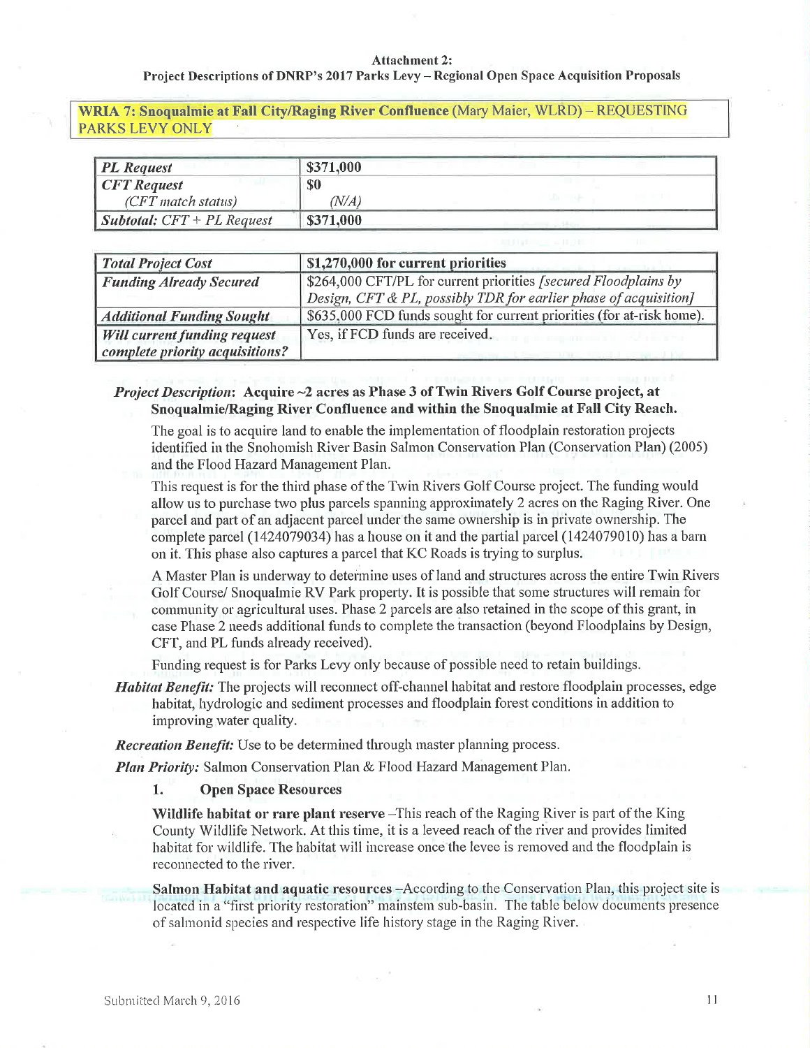**Attachment 2:**
**Project Descriptions of DNRP's 2017 Parks Levy – Regional Open Space Acquisition Proposals**

**WRIA 7: Snoqualmie at Fall City/Raging River Confluence** (Mary Maier, WLRD) – REQUESTING PARKS LEVY ONLY

| *PL Request* | $371,000 |
|---|---|
| *CFT Request* (*CFT match status*) | $0 (*N/A*) |
| *Subtotal: CFT + PL Request* | $371,000 |

| *Total Project Cost* | $1,270,000 for current priorities |
|---|---|
| *Funding Already Secured* | $264,000 CFT/PL for current priorities *[secured Floodplains by Design, CFT & PL, possibly TDR for earlier phase of acquisition]* |
| *Additional Funding Sought* | $635,000 FCD funds sought for current priorities (for at-risk home). |
| *Will current funding request complete priority acquisitions?* | Yes, if FCD funds are received. |

***Project Description*: Acquire ~2 acres as Phase 3 of Twin Rivers Golf Course project, at Snoqualmie/Raging River Confluence and within the Snoqualmie at Fall City Reach.**

The goal is to acquire land to enable the implementation of floodplain restoration projects identified in the Snohomish River Basin Salmon Conservation Plan (Conservation Plan) (2005) and the Flood Hazard Management Plan.

This request is for the third phase of the Twin Rivers Golf Course project. The funding would allow us to purchase two plus parcels spanning approximately 2 acres on the Raging River. One parcel and part of an adjacent parcel under the same ownership is in private ownership. The complete parcel (1424079034) has a house on it and the partial parcel (1424079010) has a barn on it. This phase also captures a parcel that KC Roads is trying to surplus.

A Master Plan is underway to determine uses of land and structures across the entire Twin Rivers Golf Course/ Snoqualmie RV Park property. It is possible that some structures will remain for community or agricultural uses. Phase 2 parcels are also retained in the scope of this grant, in case Phase 2 needs additional funds to complete the transaction (beyond Floodplains by Design, CFT, and PL funds already received).

Funding request is for Parks Levy only because of possible need to retain buildings.

***Habitat Benefit:*** The projects will reconnect off-channel habitat and restore floodplain processes, edge habitat, hydrologic and sediment processes and floodplain forest conditions in addition to improving water quality.

***Recreation Benefit:*** Use to be determined through master planning process.

***Plan Priority:*** Salmon Conservation Plan & Flood Hazard Management Plan.

1. **Open Space Resources**

**Wildlife habitat or rare plant reserve** –This reach of the Raging River is part of the King County Wildlife Network. At this time, it is a leveed reach of the river and provides limited habitat for wildlife. The habitat will increase once the levee is removed and the floodplain is reconnected to the river.

**Salmon Habitat and aquatic resources** –According to the Conservation Plan, this project site is located in a "first priority restoration" mainstem sub-basin. The table below documents presence of salmonid species and respective life history stage in the Raging River.

Submitted March 9, 2016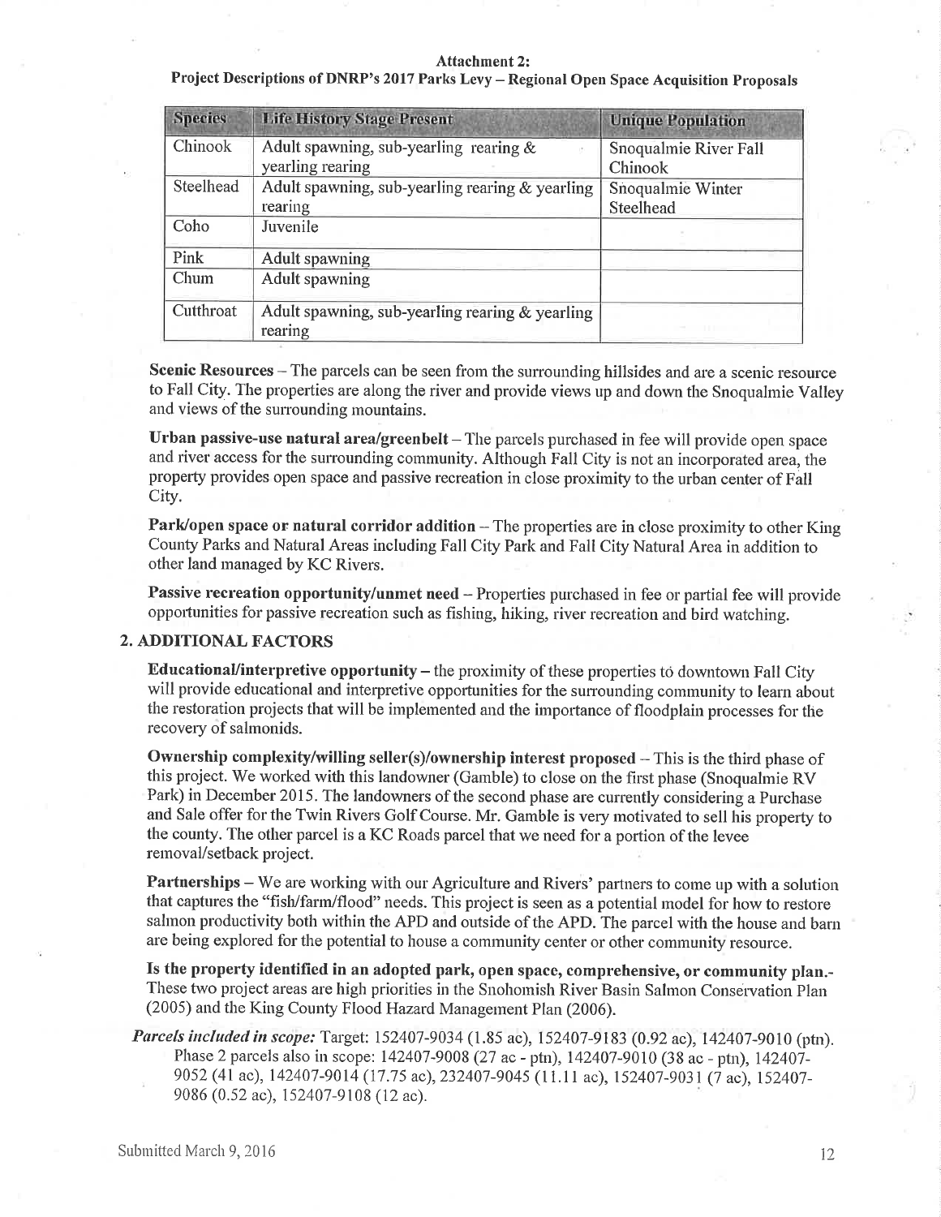**Attachment 2:**
**Project Descriptions of DNRP's 2017 Parks Levy – Regional Open Space Acquisition Proposals**

| Species | Life History Stage Present | Unique Population |
|---|---|---|
| Chinook | Adult spawning, sub-yearling rearing & yearling rearing | Snoqualmie River Fall Chinook |
| Steelhead | Adult spawning, sub-yearling rearing & yearling rearing | Snoqualmie Winter Steelhead |
| Coho | Juvenile | |
| Pink | Adult spawning | |
| Chum | Adult spawning | |
| Cutthroat | Adult spawning, sub-yearling rearing & yearling rearing | |

**Scenic Resources** – The parcels can be seen from the surrounding hillsides and are a scenic resource to Fall City. The properties are along the river and provide views up and down the Snoqualmie Valley and views of the surrounding mountains.

**Urban passive-use natural area/greenbelt** – The parcels purchased in fee will provide open space and river access for the surrounding community. Although Fall City is not an incorporated area, the property provides open space and passive recreation in close proximity to the urban center of Fall City.

**Park/open space or natural corridor addition** – The properties are in close proximity to other King County Parks and Natural Areas including Fall City Park and Fall City Natural Area in addition to other land managed by KC Rivers.

**Passive recreation opportunity/unmet need** – Properties purchased in fee or partial fee will provide opportunities for passive recreation such as fishing, hiking, river recreation and bird watching.

## 2. ADDITIONAL FACTORS

**Educational/interpretive opportunity** – the proximity of these properties to downtown Fall City will provide educational and interpretive opportunities for the surrounding community to learn about the restoration projects that will be implemented and the importance of floodplain processes for the recovery of salmonids.

**Ownership complexity/willing seller(s)/ownership interest proposed** – This is the third phase of this project. We worked with this landowner (Gamble) to close on the first phase (Snoqualmie RV Park) in December 2015. The landowners of the second phase are currently considering a Purchase and Sale offer for the Twin Rivers Golf Course. Mr. Gamble is very motivated to sell his property to the county. The other parcel is a KC Roads parcel that we need for a portion of the levee removal/setback project.

**Partnerships** – We are working with our Agriculture and Rivers' partners to come up with a solution that captures the "fish/farm/flood" needs. This project is seen as a potential model for how to restore salmon productivity both within the APD and outside of the APD. The parcel with the house and barn are being explored for the potential to house a community center or other community resource.

**Is the property identified in an adopted park, open space, comprehensive, or community plan.**- These two project areas are high priorities in the Snohomish River Basin Salmon Conservation Plan (2005) and the King County Flood Hazard Management Plan (2006).

***Parcels included in scope:*** Target: 152407-9034 (1.85 ac), 152407-9183 (0.92 ac), 142407-9010 (ptn). Phase 2 parcels also in scope: 142407-9008 (27 ac - ptn), 142407-9010 (38 ac - ptn), 142407-9052 (41 ac), 142407-9014 (17.75 ac), 232407-9045 (11.11 ac), 152407-9031 (7 ac), 152407-9086 (0.52 ac), 152407-9108 (12 ac).

Submitted March 9, 2016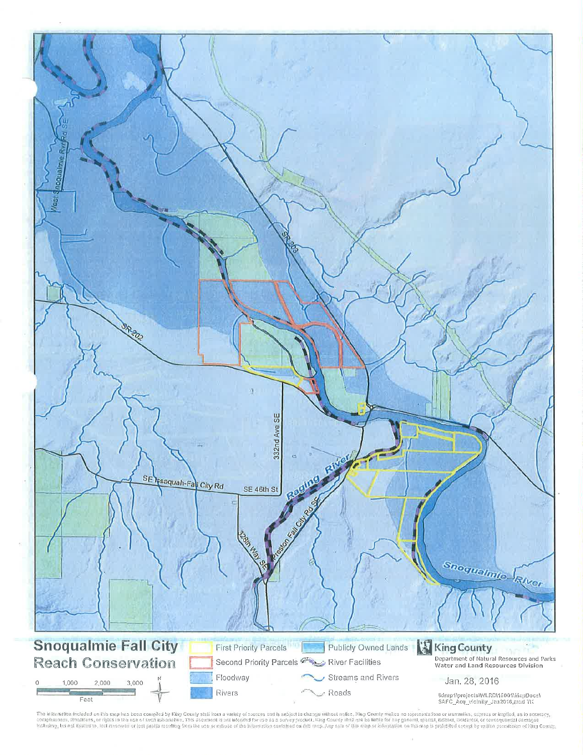West Snoqualmie Rvr Rd SE

SR-203

SR-202

332nd Ave SE

SE Issaquah-Fall City Rd

SE 46th St

Raging River

Preston Fall City Rd SE

328th Way SE

Snoqualmie River

# Snoqualmie Fall City Reach Conservation

- First Priority Parcels
- Second Priority Parcels
- Floodway
- Rivers
- Publicly Owned Lands
- River Facilities
- Streams and Rivers
- Roads

0 1,000 2,000 3,000
Feet

N

**King County**
Department of Natural Resources and Parks
Water and Land Resources Division

Jan. 28, 2016

\\dnrp1\projects\WLRD\15001\MapDocs\SAFC_Acq_vicinity_Jan2016.mxd TK

The information included on this map has been compiled by King County staff from a variety of sources and is subject to change without notice. King County makes no representations or warranties, express or implied, as to accuracy, completeness, timeliness, or rights to the use of such information. This document is not intended for use as a survey product. King County shall not be liable for any general, special, indirect, incidental, or consequential damages including, but not limited to, lost revenues or lost profits resulting from the use or misuse of the information contained on this map. Any sale of this map or information on this map is prohibited except by written permission of King County.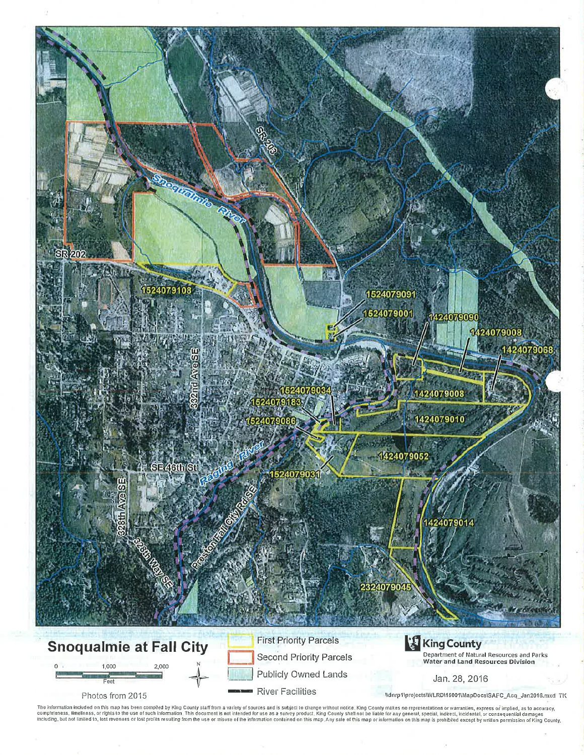SR 203

Snoqualmie River

SR 202

1524079108

1524079091

1524079001

1424079090

1424079008

1424079068

332nd Ave SE

1524079034

1424079008

1524079183

1524079086

1424079010

1424079052

SE 46th St

Raging River

1524079031

328th Ave SE

Preston Fall City Rd SE

1424079014

328th Way SE

2324079045

# Snoqualmie at Fall City

0 1,000 2,000

Feet

Photos from 2015

- First Priority Parcels
- Second Priority Parcels
- Publicly Owned Lands
- River Facilities

**King County**

Department of Natural Resources and Parks
**Water and Land Resources Division**

Jan. 28, 2016

\\dnrp1\projects\WLRD\15001\MapDocs\SAFC_Acq_Jan2016.mxd TK

The information included on this map has been compiled by King County staff from a variety of sources and is subject to change without notice. King County makes no representations or warranties, express or implied, as to accuracy, completeness, timeliness, or rights to the use of such information. This document is not intended for use as a survey product. King County shall not be liable for any general, special, indirect, incidental, or consequential damages including, but not limited to, lost revenues or lost profits resulting from the use or misuse of the information contained on this map. Any sale of this map or information on this map is prohibited except by written permission of King County.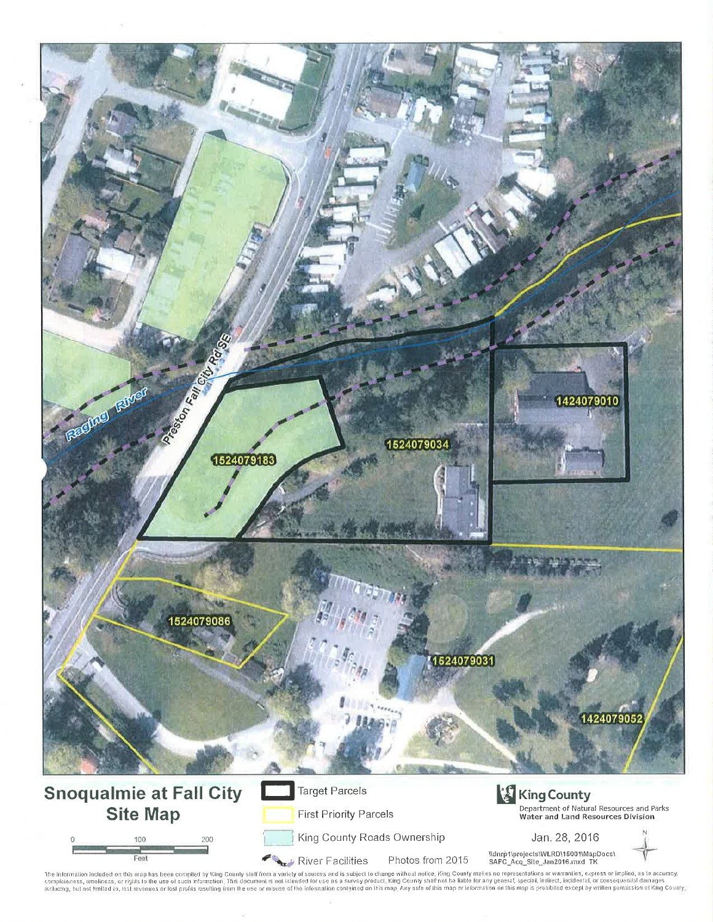Raging River

Preston Fall City Rd SE

1524079183

1524079034

1424079010

1524079086

1524079031

1424079052

# Snoqualmie at Fall City Site Map

0 100 200
Feet

Target Parcels

First Priority Parcels

King County Roads Ownership

River Facilities

Photos from 2015

King County
Department of Natural Resources and Parks
Water and Land Resources Division

Jan. 28, 2016

N

\\dnrp1\projects\WLRD\15001\MapDocs\
SAFC_Acq_Site_Jan2016.mxd TK

The information included on this map has been compiled by King County staff from a variety of sources and is subject to change without notice. King County makes no representations or warranties, express or implied, as to accuracy, completeness, timeliness, or rights to the use of such information. This document is not intended for use as a survey product. King County shall not be liable for any general, special, indirect, incidental, or consequential damages including, but not limited to, lost revenues or lost profits resulting from the use or misuse of the information contained on this map. Any sale of this map or information on this map is prohibited except by written permission of King County.